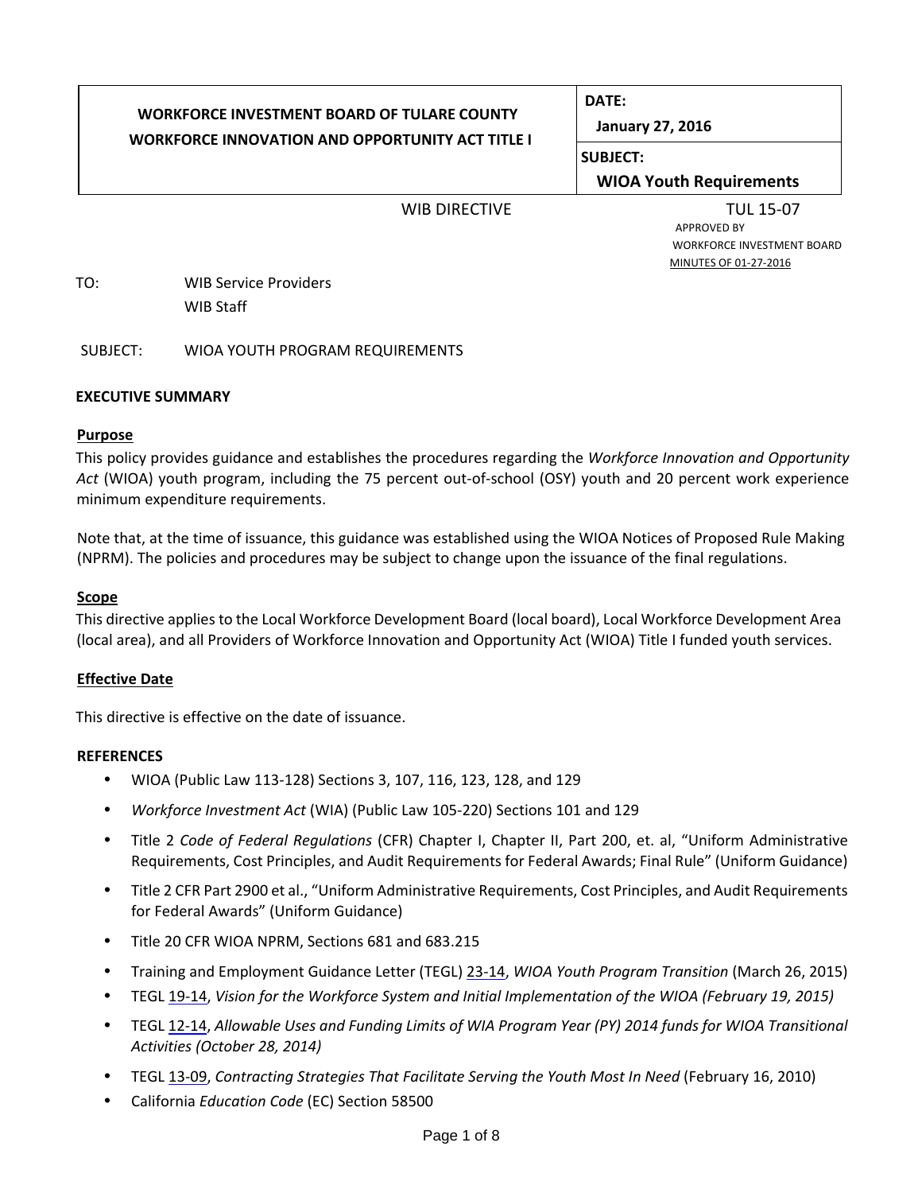| WORKFORCE INVESTMENT BOARD OF TULARE COUNTY<br>WORKFORCE INNOVATION AND OPPORTUNITY ACT TITLE I | **DATE:**<br>**January 27, 2016** |
|---|---|
| | **SUBJECT:**<br>**WIOA Youth Requirements** |

WIB DIRECTIVE TUL 15-07

APPROVED BY
WORKFORCE INVESTMENT BOARD
MINUTES OF 01-27-2016

TO: WIB Service Providers
WIB Staff

SUBJECT: WIOA YOUTH PROGRAM REQUIREMENTS

**EXECUTIVE SUMMARY**

**Purpose**

This policy provides guidance and establishes the procedures regarding the *Workforce Innovation and Opportunity Act* (WIOA) youth program, including the 75 percent out-of-school (OSY) youth and 20 percent work experience minimum expenditure requirements.

Note that, at the time of issuance, this guidance was established using the WIOA Notices of Proposed Rule Making (NPRM). The policies and procedures may be subject to change upon the issuance of the final regulations.

**Scope**

This directive applies to the Local Workforce Development Board (local board), Local Workforce Development Area (local area), and all Providers of Workforce Innovation and Opportunity Act (WIOA) Title I funded youth services.

**Effective Date**

This directive is effective on the date of issuance.

**REFERENCES**

- WIOA (Public Law 113-128) Sections 3, 107, 116, 123, 128, and 129
- *Workforce Investment Act* (WIA) (Public Law 105-220) Sections 101 and 129
- Title 2 *Code of Federal Regulations* (CFR) Chapter I, Chapter II, Part 200, et. al, "Uniform Administrative Requirements, Cost Principles, and Audit Requirements for Federal Awards; Final Rule" (Uniform Guidance)
- Title 2 CFR Part 2900 et al., "Uniform Administrative Requirements, Cost Principles, and Audit Requirements for Federal Awards" (Uniform Guidance)
- Title 20 CFR WIOA NPRM, Sections 681 and 683.215
- Training and Employment Guidance Letter (TEGL) 23-14, *WIOA Youth Program Transition* (March 26, 2015)
- TEGL 19-14, *Vision for the Workforce System and Initial Implementation of the WIOA (February 19, 2015)*
- TEGL 12-14, *Allowable Uses and Funding Limits of WIA Program Year (PY) 2014 funds for WIOA Transitional Activities (October 28, 2014)*
- TEGL 13-09, *Contracting Strategies That Facilitate Serving the Youth Most In Need* (February 16, 2010)
- California *Education Code* (EC) Section 58500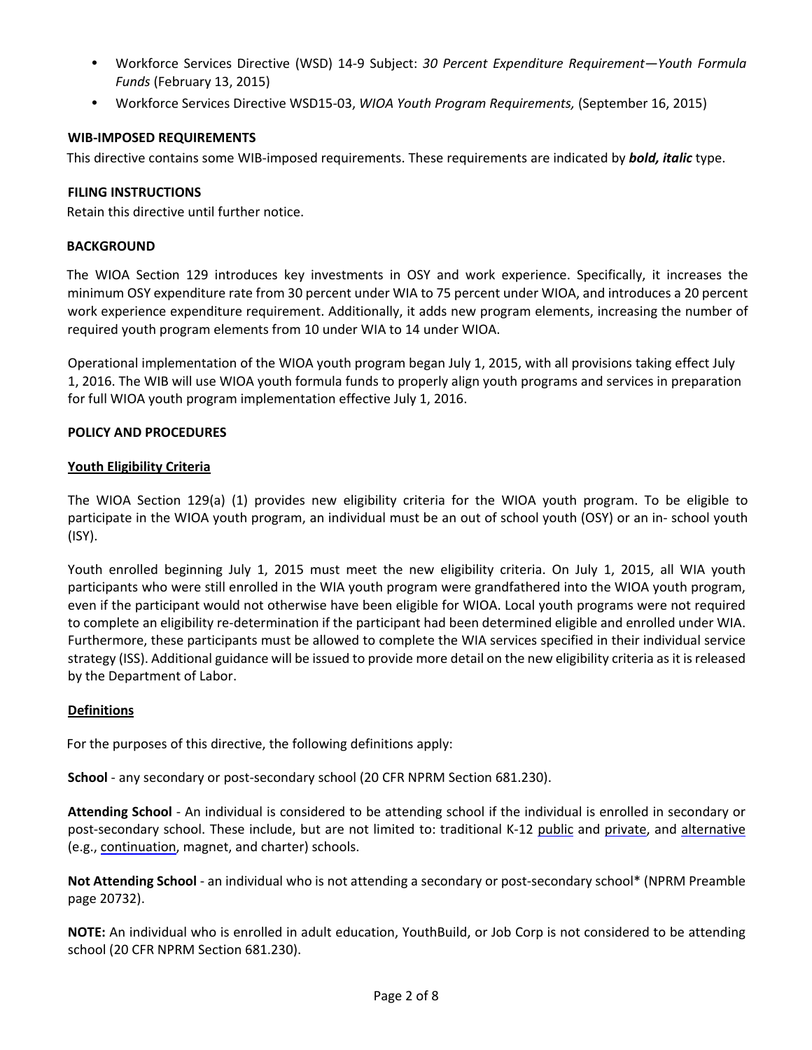- Workforce Services Directive (WSD) 14-9 Subject: *30 Percent Expenditure Requirement—Youth Formula Funds* (February 13, 2015)
- Workforce Services Directive WSD15-03, *WIOA Youth Program Requirements,* (September 16, 2015)

**WIB-IMPOSED REQUIREMENTS**

This directive contains some WIB-imposed requirements. These requirements are indicated by ***bold, italic*** type.

**FILING INSTRUCTIONS**

Retain this directive until further notice.

**BACKGROUND**

The WIOA Section 129 introduces key investments in OSY and work experience. Specifically, it increases the minimum OSY expenditure rate from 30 percent under WIA to 75 percent under WIOA, and introduces a 20 percent work experience expenditure requirement. Additionally, it adds new program elements, increasing the number of required youth program elements from 10 under WIA to 14 under WIOA.

Operational implementation of the WIOA youth program began July 1, 2015, with all provisions taking effect July 1, 2016. The WIB will use WIOA youth formula funds to properly align youth programs and services in preparation for full WIOA youth program implementation effective July 1, 2016.

**POLICY AND PROCEDURES**

**Youth Eligibility Criteria**

The WIOA Section 129(a) (1) provides new eligibility criteria for the WIOA youth program. To be eligible to participate in the WIOA youth program, an individual must be an out of school youth (OSY) or an in- school youth (ISY).

Youth enrolled beginning July 1, 2015 must meet the new eligibility criteria. On July 1, 2015, all WIA youth participants who were still enrolled in the WIA youth program were grandfathered into the WIOA youth program, even if the participant would not otherwise have been eligible for WIOA. Local youth programs were not required to complete an eligibility re-determination if the participant had been determined eligible and enrolled under WIA. Furthermore, these participants must be allowed to complete the WIA services specified in their individual service strategy (ISS). Additional guidance will be issued to provide more detail on the new eligibility criteria as it is released by the Department of Labor.

**Definitions**

For the purposes of this directive, the following definitions apply:

**School** - any secondary or post-secondary school (20 CFR NPRM Section 681.230).

**Attending School** - An individual is considered to be attending school if the individual is enrolled in secondary or post-secondary school. These include, but are not limited to: traditional K-12 public and private, and alternative (e.g., continuation, magnet, and charter) schools.

**Not Attending School** - an individual who is not attending a secondary or post-secondary school* (NPRM Preamble page 20732).

**NOTE:** An individual who is enrolled in adult education, YouthBuild, or Job Corp is not considered to be attending school (20 CFR NPRM Section 681.230).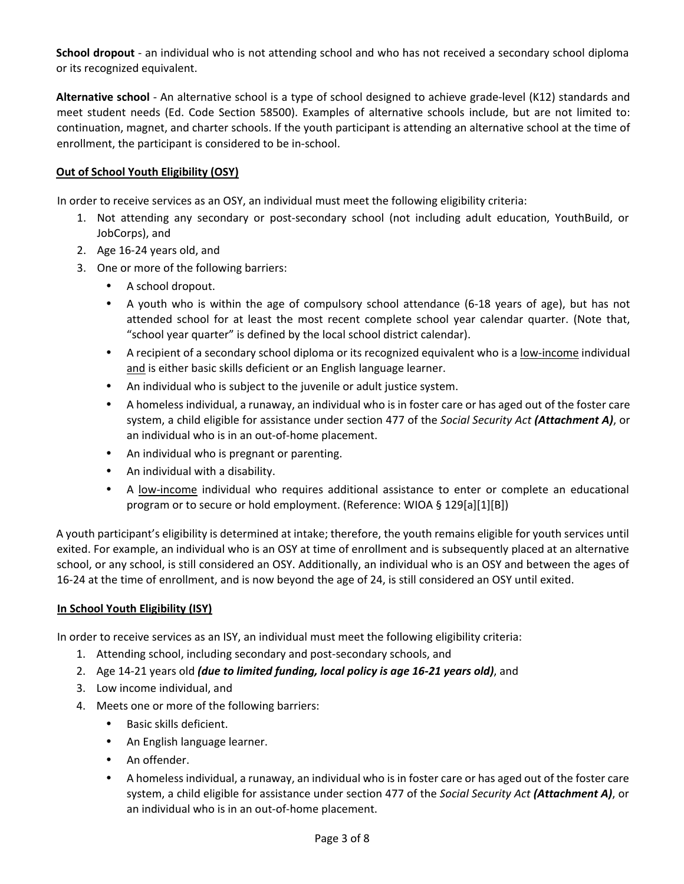**School dropout** - an individual who is not attending school and who has not received a secondary school diploma or its recognized equivalent.

**Alternative school** - An alternative school is a type of school designed to achieve grade-level (K12) standards and meet student needs (Ed. Code Section 58500). Examples of alternative schools include, but are not limited to: continuation, magnet, and charter schools. If the youth participant is attending an alternative school at the time of enrollment, the participant is considered to be in-school.

**Out of School Youth Eligibility (OSY)**

In order to receive services as an OSY, an individual must meet the following eligibility criteria:

1. Not attending any secondary or post-secondary school (not including adult education, YouthBuild, or JobCorps), and
2. Age 16-24 years old, and
3. One or more of the following barriers:
   - A school dropout.
   - A youth who is within the age of compulsory school attendance (6-18 years of age), but has not attended school for at least the most recent complete school year calendar quarter. (Note that, "school year quarter" is defined by the local school district calendar).
   - A recipient of a secondary school diploma or its recognized equivalent who is a low-income individual and is either basic skills deficient or an English language learner.
   - An individual who is subject to the juvenile or adult justice system.
   - A homeless individual, a runaway, an individual who is in foster care or has aged out of the foster care system, a child eligible for assistance under section 477 of the *Social Security Act* ***(Attachment A)***, or an individual who is in an out-of-home placement.
   - An individual who is pregnant or parenting.
   - An individual with a disability.
   - A low-income individual who requires additional assistance to enter or complete an educational program or to secure or hold employment. (Reference: WIOA § 129[a][1][B])

A youth participant's eligibility is determined at intake; therefore, the youth remains eligible for youth services until exited. For example, an individual who is an OSY at time of enrollment and is subsequently placed at an alternative school, or any school, is still considered an OSY. Additionally, an individual who is an OSY and between the ages of 16-24 at the time of enrollment, and is now beyond the age of 24, is still considered an OSY until exited.

**In School Youth Eligibility (ISY)**

In order to receive services as an ISY, an individual must meet the following eligibility criteria:

1. Attending school, including secondary and post-secondary schools, and
2. Age 14-21 years old ***(due to limited funding, local policy is age 16-21 years old)***, and
3. Low income individual, and
4. Meets one or more of the following barriers:
   - Basic skills deficient.
   - An English language learner.
   - An offender.
   - A homeless individual, a runaway, an individual who is in foster care or has aged out of the foster care system, a child eligible for assistance under section 477 of the *Social Security Act* ***(Attachment A)***, or an individual who is in an out-of-home placement.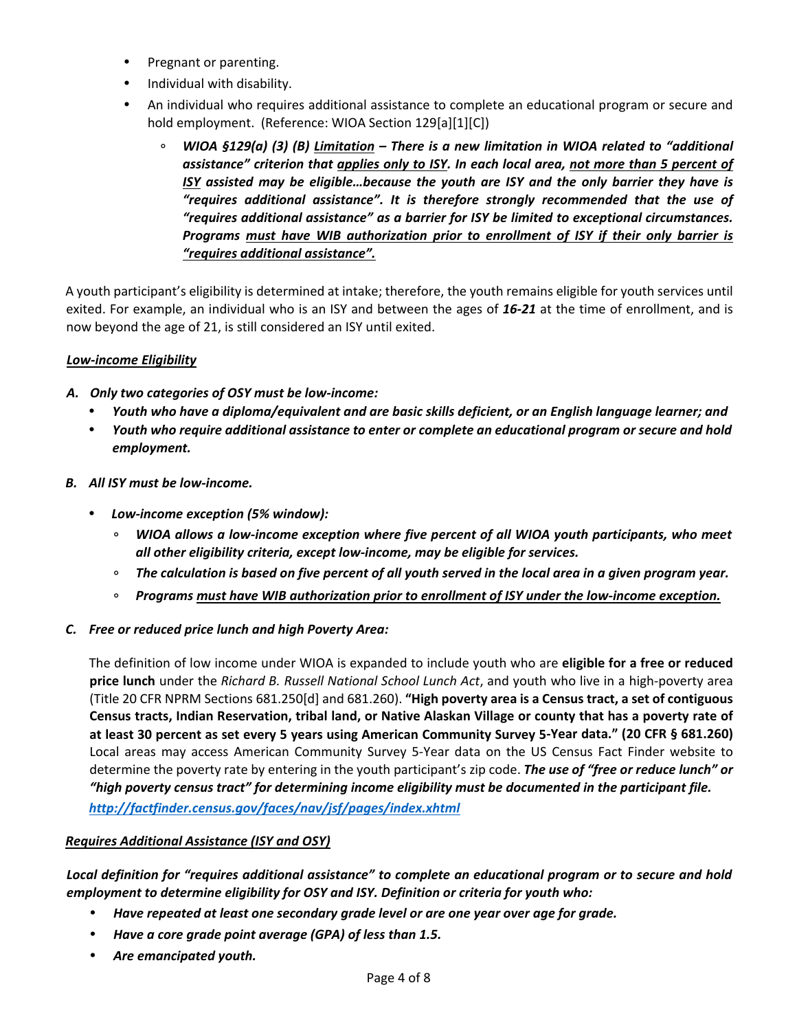- Pregnant or parenting.
- Individual with disability.
- An individual who requires additional assistance to complete an educational program or secure and hold employment. (Reference: WIOA Section 129[a][1][C])
  - ***WIOA §129(a) (3) (B) <u>Limitation</u> – There is a new limitation in WIOA related to "additional assistance" criterion that <u>applies only to ISY</u>. In each local area, <u>not more than 5 percent of ISY</u> assisted may be eligible…because the youth are ISY and the only barrier they have is "requires additional assistance". It is therefore strongly recommended that the use of "requires additional assistance" as a barrier for ISY be limited to exceptional circumstances. Programs <u>must have WIB authorization prior to enrollment of ISY if their only barrier is "requires additional assistance"</u>.***

A youth participant's eligibility is determined at intake; therefore, the youth remains eligible for youth services until exited. For example, an individual who is an ISY and between the ages of ***16-21*** at the time of enrollment, and is now beyond the age of 21, is still considered an ISY until exited.

***<u>Low-income Eligibility</u>***

***A. Only two categories of OSY must be low-income:***
- ***Youth who have a diploma/equivalent and are basic skills deficient, or an English language learner; and***
- ***Youth who require additional assistance to enter or complete an educational program or secure and hold employment.***

***B. All ISY must be low-income.***

- ***Low-income exception (5% window):***
  - ***WIOA allows a low-income exception where five percent of all WIOA youth participants, who meet all other eligibility criteria, except low-income, may be eligible for services.***
  - ***The calculation is based on five percent of all youth served in the local area in a given program year.***
  - ***Programs <u>must have WIB authorization prior to enrollment of ISY under the low-income exception.</u>***

***C. Free or reduced price lunch and high Poverty Area:***

The definition of low income under WIOA is expanded to include youth who are **eligible for a free or reduced price lunch** under the *Richard B. Russell National School Lunch Act*, and youth who live in a high-poverty area (Title 20 CFR NPRM Sections 681.250[d] and 681.260). **"High poverty area is a Census tract, a set of contiguous Census tracts, Indian Reservation, tribal land, or Native Alaskan Village or county that has a poverty rate of at least 30 percent as set every 5 years using American Community Survey 5-Year data." (20 CFR § 681.260)** Local areas may access American Community Survey 5-Year data on the US Census Fact Finder website to determine the poverty rate by entering in the youth participant's zip code. ***The use of "free or reduce lunch" or "high poverty census tract" for determining income eligibility must be documented in the participant file.*** ***http://factfinder.census.gov/faces/nav/jsf/pages/index.xhtml***

***<u>Requires Additional Assistance (ISY and OSY)</u>***

***Local definition for "requires additional assistance" to complete an educational program or to secure and hold employment to determine eligibility for OSY and ISY. Definition or criteria for youth who:***
- ***Have repeated at least one secondary grade level or are one year over age for grade.***
- ***Have a core grade point average (GPA) of less than 1.5.***
- ***Are emancipated youth.***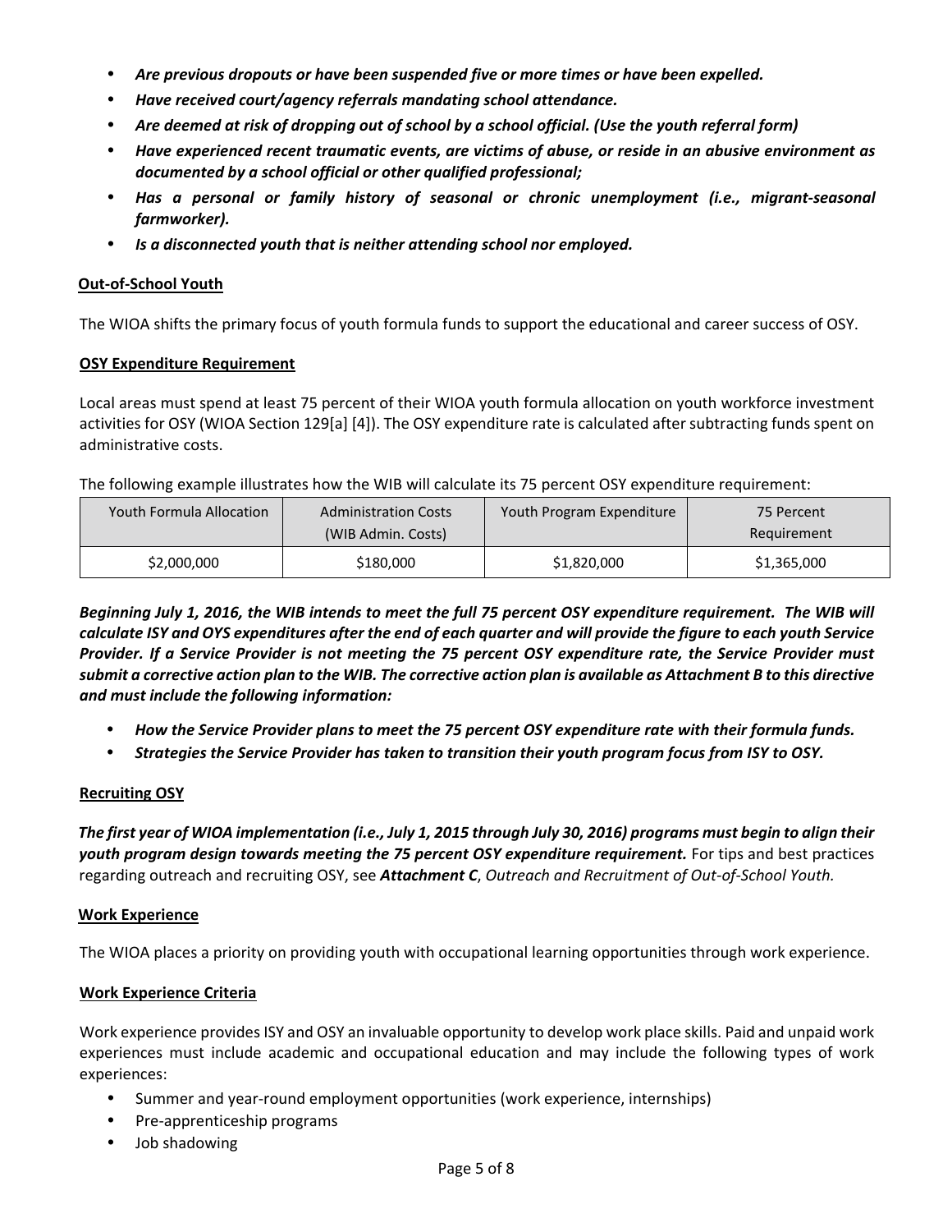- ***Are previous dropouts or have been suspended five or more times or have been expelled.***
- ***Have received court/agency referrals mandating school attendance.***
- ***Are deemed at risk of dropping out of school by a school official. (Use the youth referral form)***
- ***Have experienced recent traumatic events, are victims of abuse, or reside in an abusive environment as documented by a school official or other qualified professional;***
- ***Has a personal or family history of seasonal or chronic unemployment (i.e., migrant-seasonal farmworker).***
- ***Is a disconnected youth that is neither attending school nor employed.***

**Out-of-School Youth**

The WIOA shifts the primary focus of youth formula funds to support the educational and career success of OSY.

**OSY Expenditure Requirement**

Local areas must spend at least 75 percent of their WIOA youth formula allocation on youth workforce investment activities for OSY (WIOA Section 129[a] [4]). The OSY expenditure rate is calculated after subtracting funds spent on administrative costs.

The following example illustrates how the WIB will calculate its 75 percent OSY expenditure requirement:

| Youth Formula Allocation | Administration Costs (WIB Admin. Costs) | Youth Program Expenditure | 75 Percent Requirement |
|---|---|---|---|
| $2,000,000 | $180,000 | $1,820,000 | $1,365,000 |

***Beginning July 1, 2016, the WIB intends to meet the full 75 percent OSY expenditure requirement. The WIB will calculate ISY and OYS expenditures after the end of each quarter and will provide the figure to each youth Service Provider. If a Service Provider is not meeting the 75 percent OSY expenditure rate, the Service Provider must submit a corrective action plan to the WIB. The corrective action plan is available as Attachment B to this directive and must include the following information:***

- ***How the Service Provider plans to meet the 75 percent OSY expenditure rate with their formula funds.***
- ***Strategies the Service Provider has taken to transition their youth program focus from ISY to OSY.***

**Recruiting OSY**

***The first year of WIOA implementation (i.e., July 1, 2015 through July 30, 2016) programs must begin to align their youth program design towards meeting the 75 percent OSY expenditure requirement.*** For tips and best practices regarding outreach and recruiting OSY, see ***Attachment C***, *Outreach and Recruitment of Out-of-School Youth.*

**Work Experience**

The WIOA places a priority on providing youth with occupational learning opportunities through work experience.

**Work Experience Criteria**

Work experience provides ISY and OSY an invaluable opportunity to develop work place skills. Paid and unpaid work experiences must include academic and occupational education and may include the following types of work experiences:

- Summer and year-round employment opportunities (work experience, internships)
- Pre-apprenticeship programs
- Job shadowing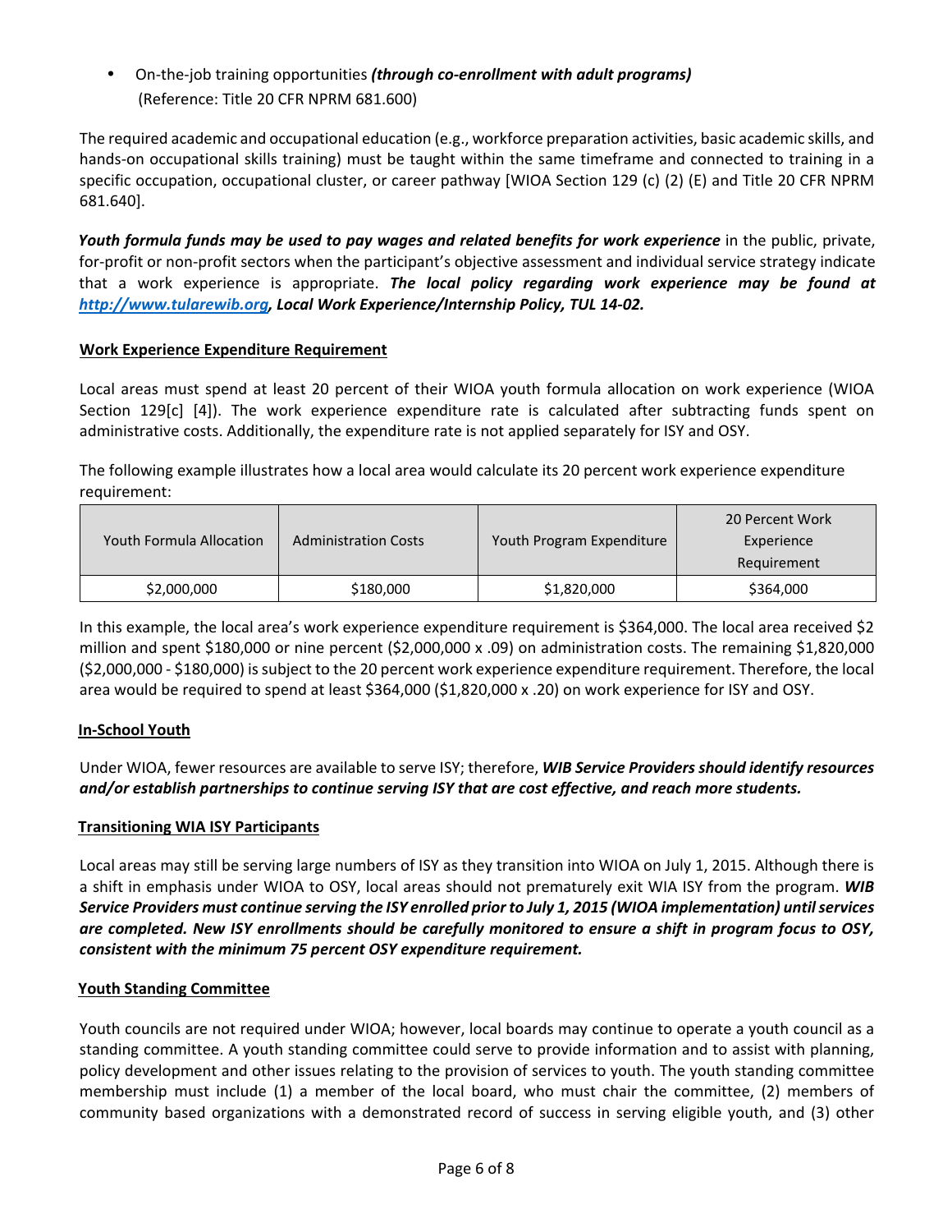- On-the-job training opportunities ***(through co-enrollment with adult programs)*** (Reference: Title 20 CFR NPRM 681.600)

The required academic and occupational education (e.g., workforce preparation activities, basic academic skills, and hands-on occupational skills training) must be taught within the same timeframe and connected to training in a specific occupation, occupational cluster, or career pathway [WIOA Section 129 (c) (2) (E) and Title 20 CFR NPRM 681.640].

***Youth formula funds may be used to pay wages and related benefits for work experience*** in the public, private, for-profit or non-profit sectors when the participant's objective assessment and individual service strategy indicate that a work experience is appropriate. ***The local policy regarding work experience may be found at http://www.tularewib.org, Local Work Experience/Internship Policy, TUL 14-02.***

**Work Experience Expenditure Requirement**

Local areas must spend at least 20 percent of their WIOA youth formula allocation on work experience (WIOA Section 129[c] [4]). The work experience expenditure rate is calculated after subtracting funds spent on administrative costs. Additionally, the expenditure rate is not applied separately for ISY and OSY.

The following example illustrates how a local area would calculate its 20 percent work experience expenditure requirement:

| Youth Formula Allocation | Administration Costs | Youth Program Expenditure | 20 Percent Work Experience Requirement |
|---|---|---|---|
| $2,000,000 | $180,000 | $1,820,000 | $364,000 |

In this example, the local area's work experience expenditure requirement is $364,000. The local area received $2 million and spent $180,000 or nine percent ($2,000,000 x .09) on administration costs. The remaining $1,820,000 ($2,000,000 - $180,000) is subject to the 20 percent work experience expenditure requirement. Therefore, the local area would be required to spend at least $364,000 ($1,820,000 x .20) on work experience for ISY and OSY.

**In-School Youth**

Under WIOA, fewer resources are available to serve ISY; therefore, ***WIB Service Providers should identify resources and/or establish partnerships to continue serving ISY that are cost effective, and reach more students.***

**Transitioning WIA ISY Participants**

Local areas may still be serving large numbers of ISY as they transition into WIOA on July 1, 2015. Although there is a shift in emphasis under WIOA to OSY, local areas should not prematurely exit WIA ISY from the program. ***WIB Service Providers must continue serving the ISY enrolled prior to July 1, 2015 (WIOA implementation) until services are completed. New ISY enrollments should be carefully monitored to ensure a shift in program focus to OSY, consistent with the minimum 75 percent OSY expenditure requirement.***

**Youth Standing Committee**

Youth councils are not required under WIOA; however, local boards may continue to operate a youth council as a standing committee. A youth standing committee could serve to provide information and to assist with planning, policy development and other issues relating to the provision of services to youth. The youth standing committee membership must include (1) a member of the local board, who must chair the committee, (2) members of community based organizations with a demonstrated record of success in serving eligible youth, and (3) other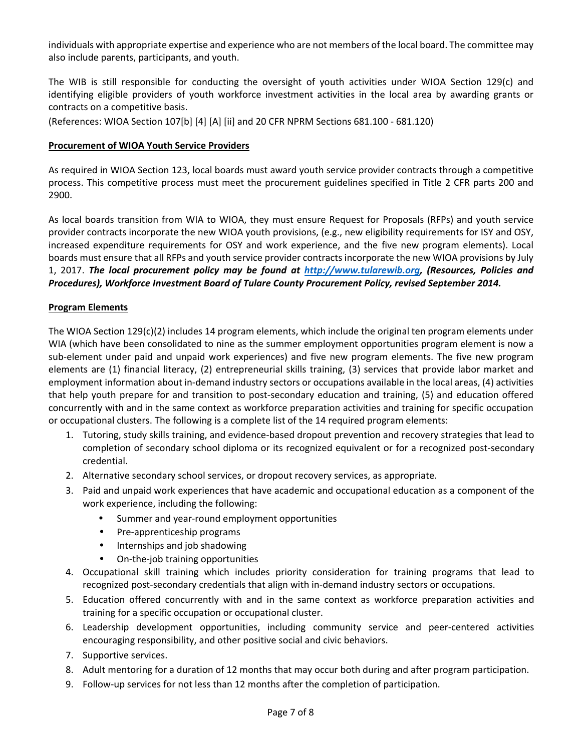individuals with appropriate expertise and experience who are not members of the local board. The committee may also include parents, participants, and youth.

The WIB is still responsible for conducting the oversight of youth activities under WIOA Section 129(c) and identifying eligible providers of youth workforce investment activities in the local area by awarding grants or contracts on a competitive basis.

(References: WIOA Section 107[b] [4] [A] [ii] and 20 CFR NPRM Sections 681.100 - 681.120)

**Procurement of WIOA Youth Service Providers**

As required in WIOA Section 123, local boards must award youth service provider contracts through a competitive process. This competitive process must meet the procurement guidelines specified in Title 2 CFR parts 200 and 2900.

As local boards transition from WIA to WIOA, they must ensure Request for Proposals (RFPs) and youth service provider contracts incorporate the new WIOA youth provisions, (e.g., new eligibility requirements for ISY and OSY, increased expenditure requirements for OSY and work experience, and the five new program elements). Local boards must ensure that all RFPs and youth service provider contracts incorporate the new WIOA provisions by July 1, 2017. ***The local procurement policy may be found at [http://www.tularewib.org](http://www.tularewib.org), (Resources, Policies and Procedures), Workforce Investment Board of Tulare County Procurement Policy, revised September 2014.***

**Program Elements**

The WIOA Section 129(c)(2) includes 14 program elements, which include the original ten program elements under WIA (which have been consolidated to nine as the summer employment opportunities program element is now a sub-element under paid and unpaid work experiences) and five new program elements. The five new program elements are (1) financial literacy, (2) entrepreneurial skills training, (3) services that provide labor market and employment information about in-demand industry sectors or occupations available in the local areas, (4) activities that help youth prepare for and transition to post-secondary education and training, (5) and education offered concurrently with and in the same context as workforce preparation activities and training for specific occupation or occupational clusters. The following is a complete list of the 14 required program elements:

1. Tutoring, study skills training, and evidence-based dropout prevention and recovery strategies that lead to completion of secondary school diploma or its recognized equivalent or for a recognized post-secondary credential.
2. Alternative secondary school services, or dropout recovery services, as appropriate.
3. Paid and unpaid work experiences that have academic and occupational education as a component of the work experience, including the following:
   - Summer and year-round employment opportunities
   - Pre-apprenticeship programs
   - Internships and job shadowing
   - On-the-job training opportunities
4. Occupational skill training which includes priority consideration for training programs that lead to recognized post-secondary credentials that align with in-demand industry sectors or occupations.
5. Education offered concurrently with and in the same context as workforce preparation activities and training for a specific occupation or occupational cluster.
6. Leadership development opportunities, including community service and peer-centered activities encouraging responsibility, and other positive social and civic behaviors.
7. Supportive services.
8. Adult mentoring for a duration of 12 months that may occur both during and after program participation.
9. Follow-up services for not less than 12 months after the completion of participation.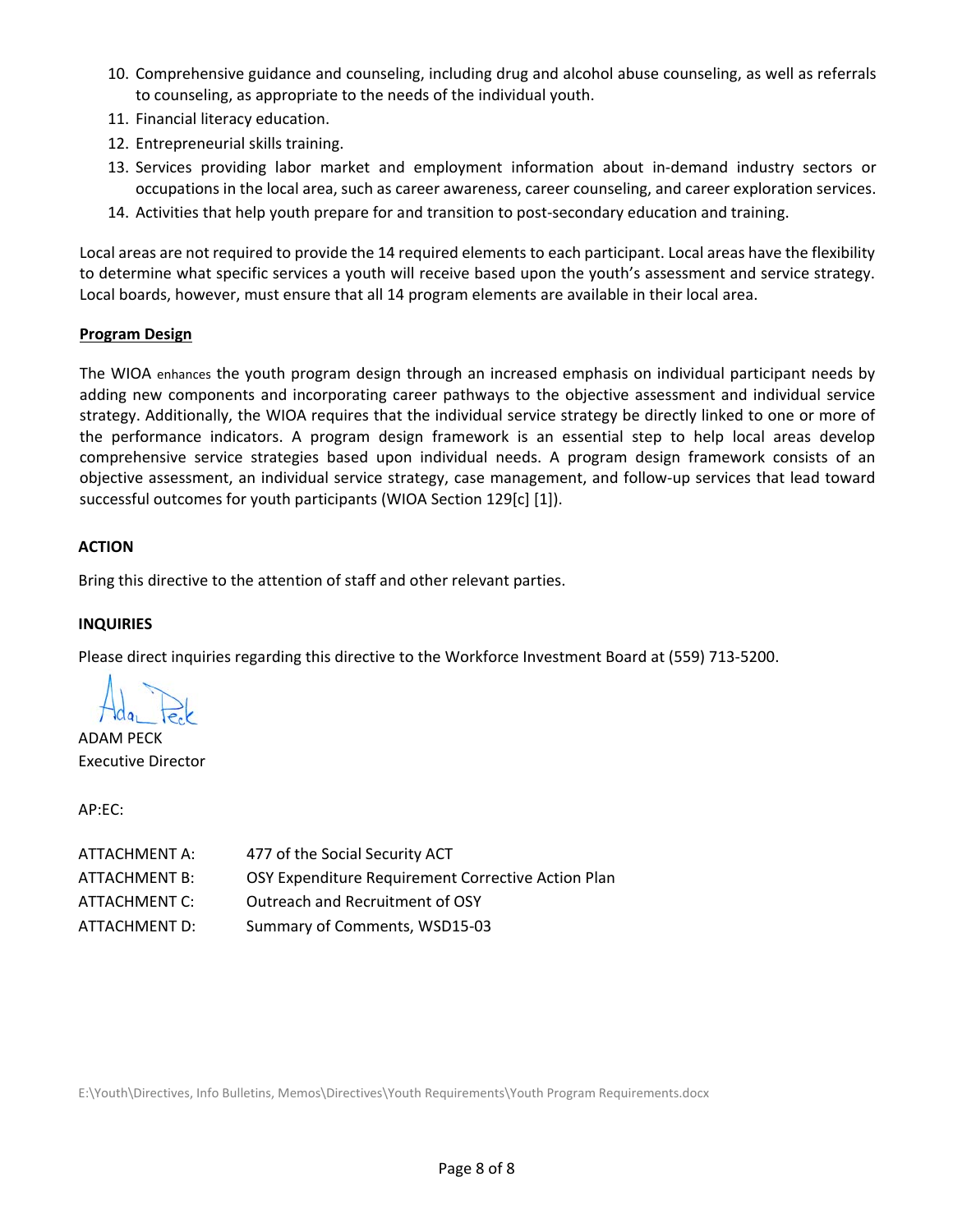10. Comprehensive guidance and counseling, including drug and alcohol abuse counseling, as well as referrals to counseling, as appropriate to the needs of the individual youth.
11. Financial literacy education.
12. Entrepreneurial skills training.
13. Services providing labor market and employment information about in-demand industry sectors or occupations in the local area, such as career awareness, career counseling, and career exploration services.
14. Activities that help youth prepare for and transition to post-secondary education and training.

Local areas are not required to provide the 14 required elements to each participant. Local areas have the flexibility to determine what specific services a youth will receive based upon the youth's assessment and service strategy. Local boards, however, must ensure that all 14 program elements are available in their local area.

**Program Design**

The WIOA enhances the youth program design through an increased emphasis on individual participant needs by adding new components and incorporating career pathways to the objective assessment and individual service strategy. Additionally, the WIOA requires that the individual service strategy be directly linked to one or more of the performance indicators. A program design framework is an essential step to help local areas develop comprehensive service strategies based upon individual needs. A program design framework consists of an objective assessment, an individual service strategy, case management, and follow-up services that lead toward successful outcomes for youth participants (WIOA Section 129[c] [1]).

## ACTION

Bring this directive to the attention of staff and other relevant parties.

## INQUIRIES

Please direct inquiries regarding this directive to the Workforce Investment Board at (559) 713-5200.

ADAM PECK
Executive Director

AP:EC:

| | |
|---|---|
| ATTACHMENT A: | 477 of the Social Security ACT |
| ATTACHMENT B: | OSY Expenditure Requirement Corrective Action Plan |
| ATTACHMENT C: | Outreach and Recruitment of OSY |
| ATTACHMENT D: | Summary of Comments, WSD15-03 |

E:\Youth\Directives, Info Bulletins, Memos\Directives\Youth Requirements\Youth Program Requirements.docx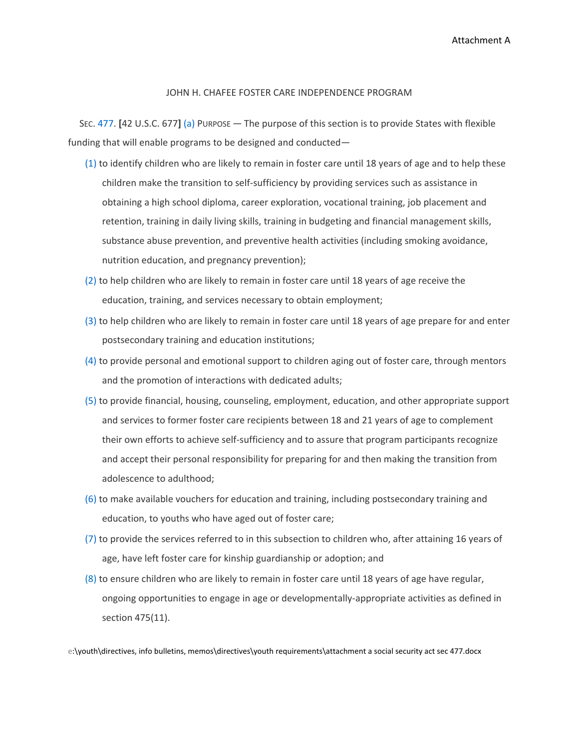Attachment A

JOHN H. CHAFEE FOSTER CARE INDEPENDENCE PROGRAM

SEC. 477. [42 U.S.C. 677] (a) PURPOSE — The purpose of this section is to provide States with flexible funding that will enable programs to be designed and conducted—

(1) to identify children who are likely to remain in foster care until 18 years of age and to help these children make the transition to self-sufficiency by providing services such as assistance in obtaining a high school diploma, career exploration, vocational training, job placement and retention, training in daily living skills, training in budgeting and financial management skills, substance abuse prevention, and preventive health activities (including smoking avoidance, nutrition education, and pregnancy prevention);

(2) to help children who are likely to remain in foster care until 18 years of age receive the education, training, and services necessary to obtain employment;

(3) to help children who are likely to remain in foster care until 18 years of age prepare for and enter postsecondary training and education institutions;

(4) to provide personal and emotional support to children aging out of foster care, through mentors and the promotion of interactions with dedicated adults;

(5) to provide financial, housing, counseling, employment, education, and other appropriate support and services to former foster care recipients between 18 and 21 years of age to complement their own efforts to achieve self-sufficiency and to assure that program participants recognize and accept their personal responsibility for preparing for and then making the transition from adolescence to adulthood;

(6) to make available vouchers for education and training, including postsecondary training and education, to youths who have aged out of foster care;

(7) to provide the services referred to in this subsection to children who, after attaining 16 years of age, have left foster care for kinship guardianship or adoption; and

(8) to ensure children who are likely to remain in foster care until 18 years of age have regular, ongoing opportunities to engage in age or developmentally-appropriate activities as defined in section 475(11).

e:\youth\directives, info bulletins, memos\directives\youth requirements\attachment a social security act sec 477.docx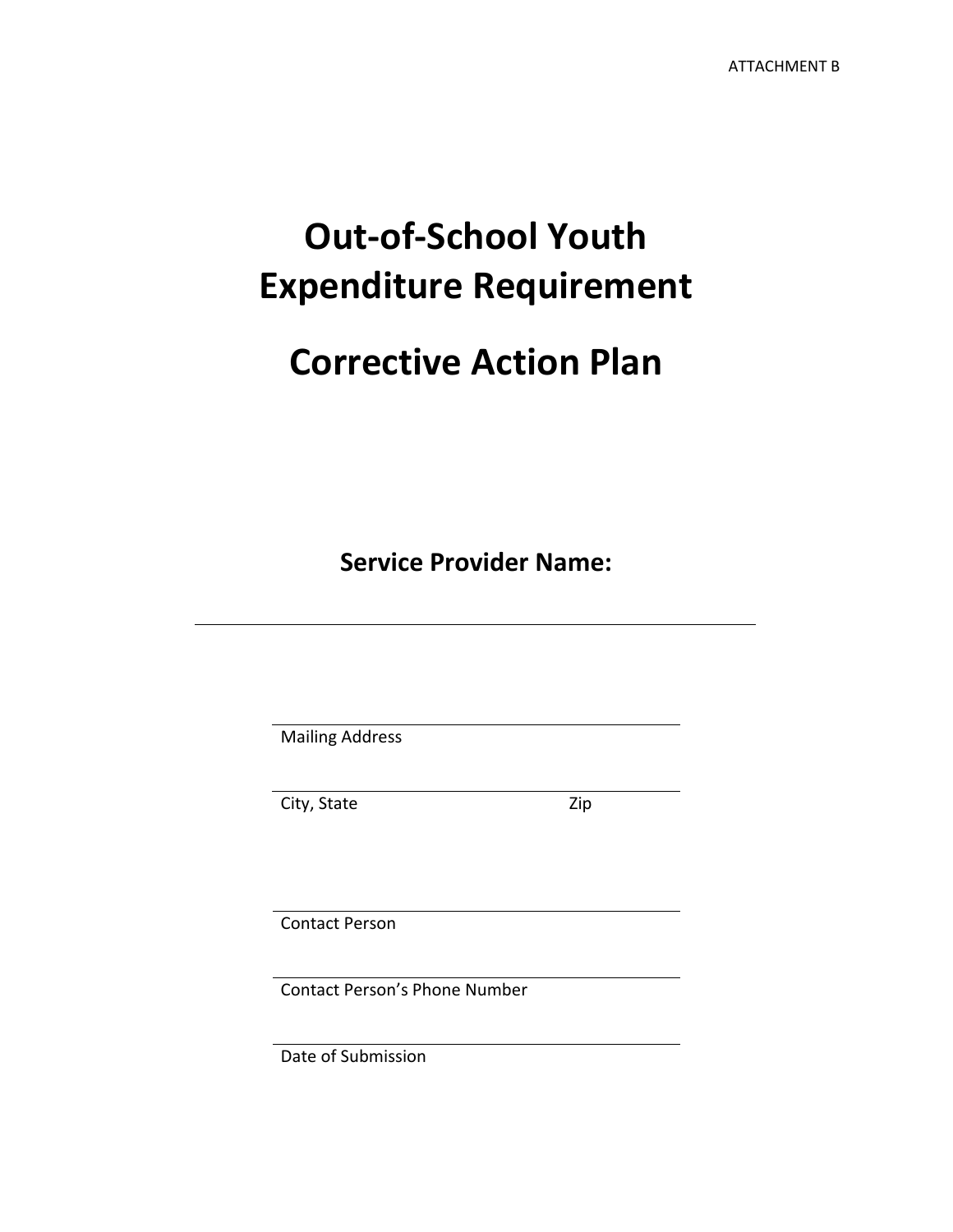ATTACHMENT B

# Out-of-School Youth Expenditure Requirement

# Corrective Action Plan

**Service Provider Name:**

___________________________________________

___________________________________________
Mailing Address

___________________________________________
City, State Zip

___________________________________________
Contact Person

___________________________________________
Contact Person's Phone Number

___________________________________________
Date of Submission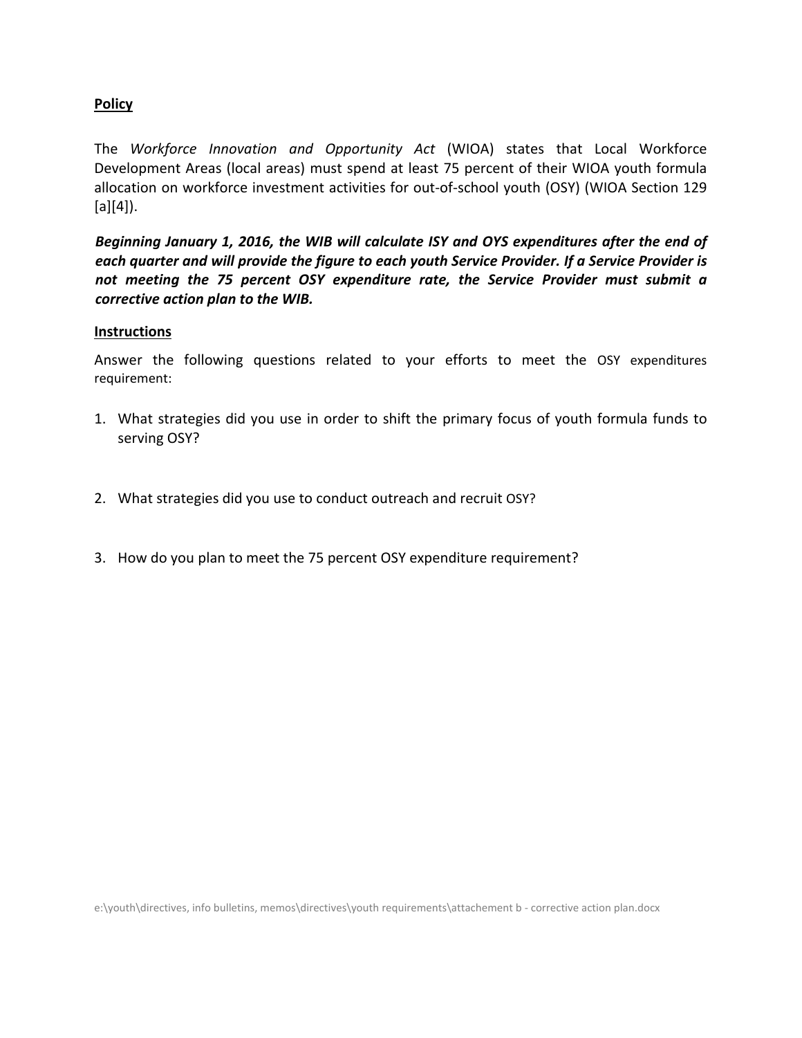**Policy**

The *Workforce Innovation and Opportunity Act* (WIOA) states that Local Workforce Development Areas (local areas) must spend at least 75 percent of their WIOA youth formula allocation on workforce investment activities for out-of-school youth (OSY) (WIOA Section 129 [a][4]).

***Beginning January 1, 2016, the WIB will calculate ISY and OYS expenditures after the end of each quarter and will provide the figure to each youth Service Provider. If a Service Provider is not meeting the 75 percent OSY expenditure rate, the Service Provider must submit a corrective action plan to the WIB.***

**Instructions**

Answer the following questions related to your efforts to meet the OSY expenditures requirement:

1. What strategies did you use in order to shift the primary focus of youth formula funds to serving OSY?

2. What strategies did you use to conduct outreach and recruit OSY?

3. How do you plan to meet the 75 percent OSY expenditure requirement?

e:\youth\directives, info bulletins, memos\directives\youth requirements\attachement b - corrective action plan.docx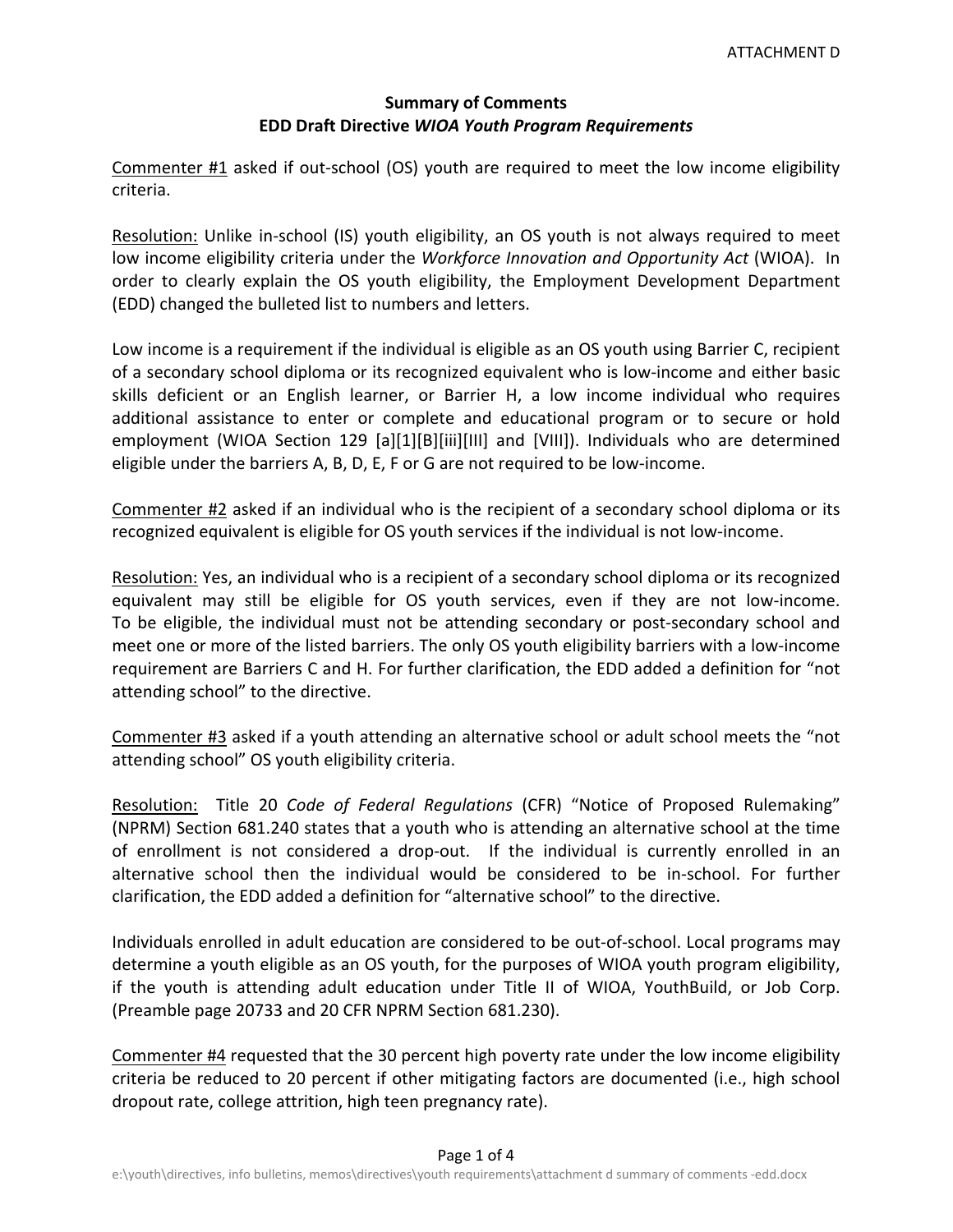ATTACHMENT D

**Summary of Comments**
**EDD Draft Directive *WIOA Youth Program Requirements***

Commenter #1 asked if out-school (OS) youth are required to meet the low income eligibility criteria.

Resolution: Unlike in-school (IS) youth eligibility, an OS youth is not always required to meet low income eligibility criteria under the *Workforce Innovation and Opportunity Act* (WIOA). In order to clearly explain the OS youth eligibility, the Employment Development Department (EDD) changed the bulleted list to numbers and letters.

Low income is a requirement if the individual is eligible as an OS youth using Barrier C, recipient of a secondary school diploma or its recognized equivalent who is low-income and either basic skills deficient or an English learner, or Barrier H, a low income individual who requires additional assistance to enter or complete and educational program or to secure or hold employment (WIOA Section 129 [a][1][B][iii][III] and [VIII]). Individuals who are determined eligible under the barriers A, B, D, E, F or G are not required to be low-income.

Commenter #2 asked if an individual who is the recipient of a secondary school diploma or its recognized equivalent is eligible for OS youth services if the individual is not low-income.

Resolution: Yes, an individual who is a recipient of a secondary school diploma or its recognized equivalent may still be eligible for OS youth services, even if they are not low-income. To be eligible, the individual must not be attending secondary or post-secondary school and meet one or more of the listed barriers. The only OS youth eligibility barriers with a low-income requirement are Barriers C and H. For further clarification, the EDD added a definition for "not attending school" to the directive.

Commenter #3 asked if a youth attending an alternative school or adult school meets the "not attending school" OS youth eligibility criteria.

Resolution: Title 20 *Code of Federal Regulations* (CFR) "Notice of Proposed Rulemaking" (NPRM) Section 681.240 states that a youth who is attending an alternative school at the time of enrollment is not considered a drop-out. If the individual is currently enrolled in an alternative school then the individual would be considered to be in-school. For further clarification, the EDD added a definition for "alternative school" to the directive.

Individuals enrolled in adult education are considered to be out-of-school. Local programs may determine a youth eligible as an OS youth, for the purposes of WIOA youth program eligibility, if the youth is attending adult education under Title II of WIOA, YouthBuild, or Job Corp. (Preamble page 20733 and 20 CFR NPRM Section 681.230).

Commenter #4 requested that the 30 percent high poverty rate under the low income eligibility criteria be reduced to 20 percent if other mitigating factors are documented (i.e., high school dropout rate, college attrition, high teen pregnancy rate).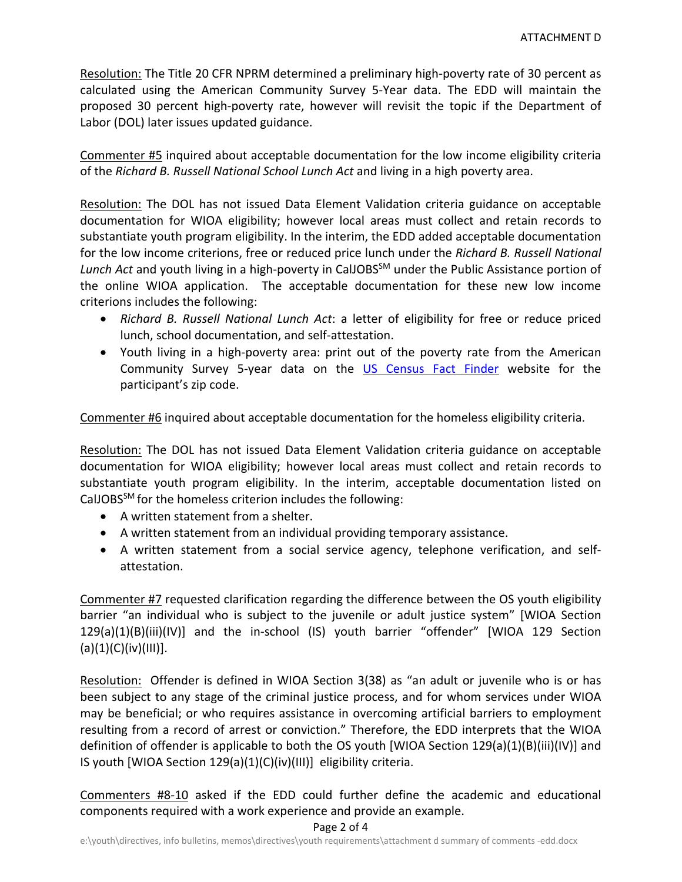Resolution: The Title 20 CFR NPRM determined a preliminary high-poverty rate of 30 percent as calculated using the American Community Survey 5-Year data. The EDD will maintain the proposed 30 percent high-poverty rate, however will revisit the topic if the Department of Labor (DOL) later issues updated guidance.

Commenter #5 inquired about acceptable documentation for the low income eligibility criteria of the *Richard B. Russell National School Lunch Act* and living in a high poverty area.

Resolution: The DOL has not issued Data Element Validation criteria guidance on acceptable documentation for WIOA eligibility; however local areas must collect and retain records to substantiate youth program eligibility. In the interim, the EDD added acceptable documentation for the low income criterions, free or reduced price lunch under the *Richard B. Russell National Lunch Act* and youth living in a high-poverty in CalJOBS[SM] under the Public Assistance portion of the online WIOA application. The acceptable documentation for these new low income criterions includes the following:

- *Richard B. Russell National Lunch Act*: a letter of eligibility for free or reduce priced lunch, school documentation, and self-attestation.
- Youth living in a high-poverty area: print out of the poverty rate from the American Community Survey 5-year data on the US Census Fact Finder website for the participant's zip code.

Commenter #6 inquired about acceptable documentation for the homeless eligibility criteria.

Resolution: The DOL has not issued Data Element Validation criteria guidance on acceptable documentation for WIOA eligibility; however local areas must collect and retain records to substantiate youth program eligibility. In the interim, acceptable documentation listed on CalJOBS[SM] for the homeless criterion includes the following:

- A written statement from a shelter.
- A written statement from an individual providing temporary assistance.
- A written statement from a social service agency, telephone verification, and self-attestation.

Commenter #7 requested clarification regarding the difference between the OS youth eligibility barrier "an individual who is subject to the juvenile or adult justice system" [WIOA Section 129(a)(1)(B)(iii)(IV)] and the in-school (IS) youth barrier "offender" [WIOA 129 Section (a)(1)(C)(iv)(III)].

Resolution: Offender is defined in WIOA Section 3(38) as "an adult or juvenile who is or has been subject to any stage of the criminal justice process, and for whom services under WIOA may be beneficial; or who requires assistance in overcoming artificial barriers to employment resulting from a record of arrest or conviction." Therefore, the EDD interprets that the WIOA definition of offender is applicable to both the OS youth [WIOA Section 129(a)(1)(B)(iii)(IV)] and IS youth [WIOA Section 129(a)(1)(C)(iv)(III)] eligibility criteria.

Commenters #8-10 asked if the EDD could further define the academic and educational components required with a work experience and provide an example.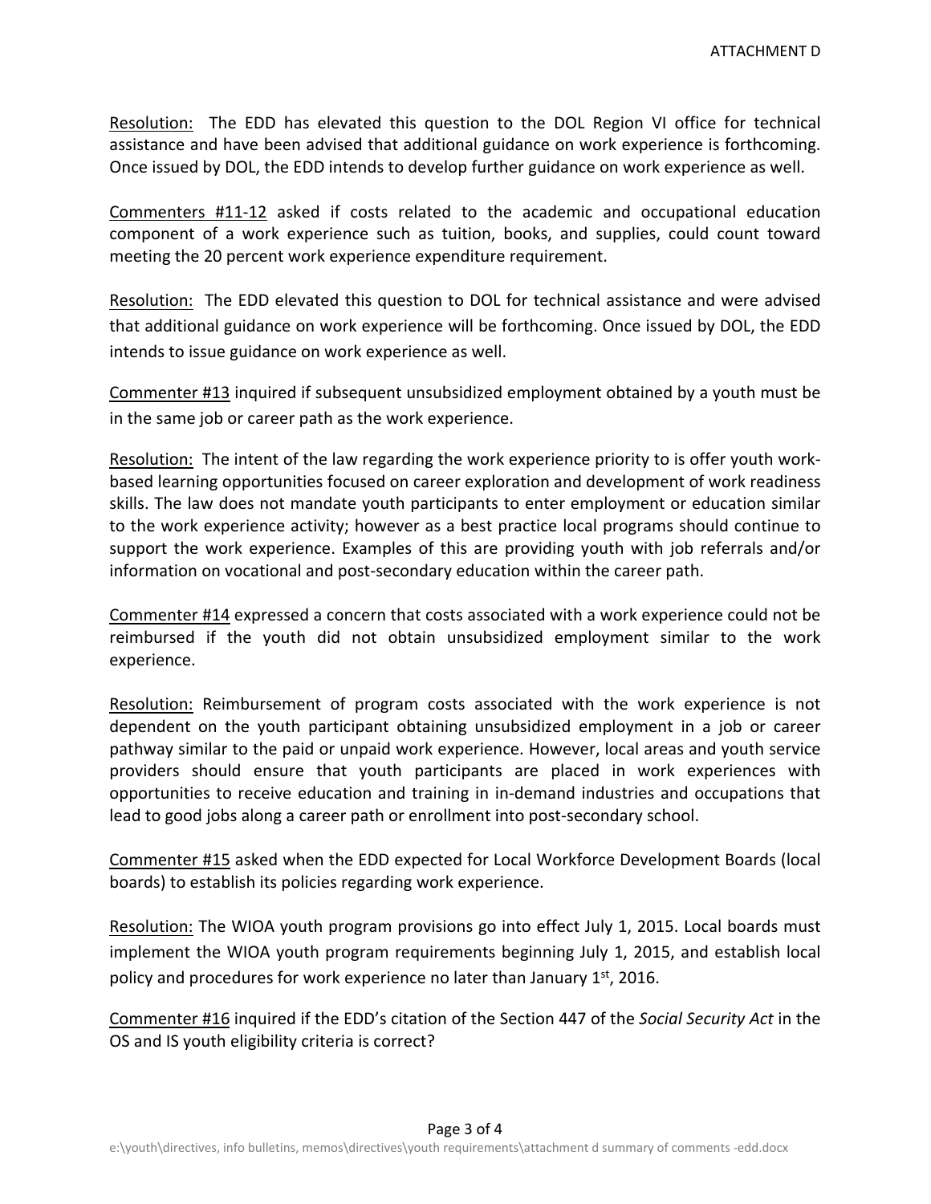Resolution: The EDD has elevated this question to the DOL Region VI office for technical assistance and have been advised that additional guidance on work experience is forthcoming. Once issued by DOL, the EDD intends to develop further guidance on work experience as well.

Commenters #11-12 asked if costs related to the academic and occupational education component of a work experience such as tuition, books, and supplies, could count toward meeting the 20 percent work experience expenditure requirement.

Resolution: The EDD elevated this question to DOL for technical assistance and were advised that additional guidance on work experience will be forthcoming. Once issued by DOL, the EDD intends to issue guidance on work experience as well.

Commenter #13 inquired if subsequent unsubsidized employment obtained by a youth must be in the same job or career path as the work experience.

Resolution: The intent of the law regarding the work experience priority to is offer youth work-based learning opportunities focused on career exploration and development of work readiness skills. The law does not mandate youth participants to enter employment or education similar to the work experience activity; however as a best practice local programs should continue to support the work experience. Examples of this are providing youth with job referrals and/or information on vocational and post-secondary education within the career path.

Commenter #14 expressed a concern that costs associated with a work experience could not be reimbursed if the youth did not obtain unsubsidized employment similar to the work experience.

Resolution: Reimbursement of program costs associated with the work experience is not dependent on the youth participant obtaining unsubsidized employment in a job or career pathway similar to the paid or unpaid work experience. However, local areas and youth service providers should ensure that youth participants are placed in work experiences with opportunities to receive education and training in in-demand industries and occupations that lead to good jobs along a career path or enrollment into post-secondary school.

Commenter #15 asked when the EDD expected for Local Workforce Development Boards (local boards) to establish its policies regarding work experience.

Resolution: The WIOA youth program provisions go into effect July 1, 2015. Local boards must implement the WIOA youth program requirements beginning July 1, 2015, and establish local policy and procedures for work experience no later than January 1st, 2016.

Commenter #16 inquired if the EDD's citation of the Section 447 of the *Social Security Act* in the OS and IS youth eligibility criteria is correct?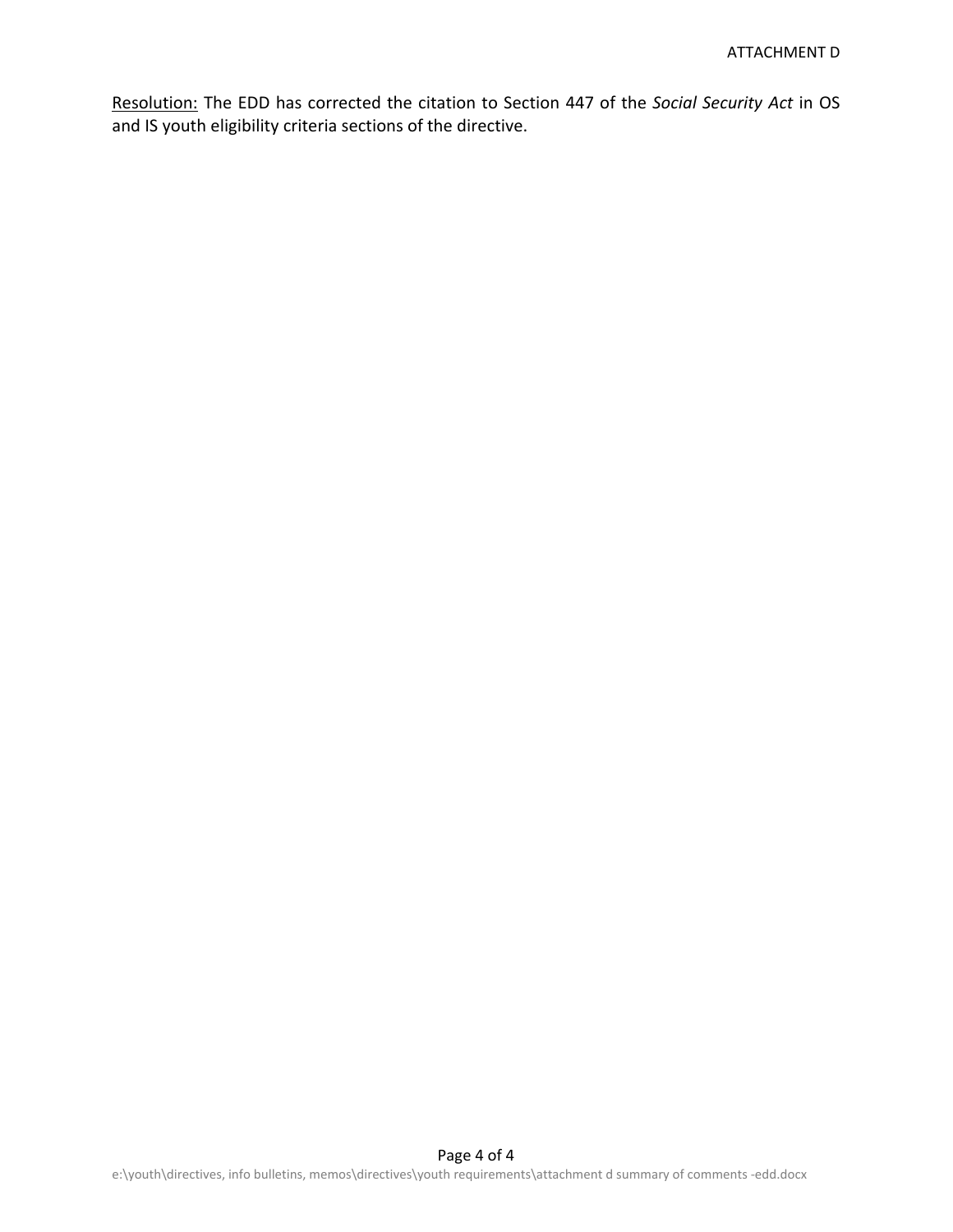<u>Resolution:</u> The EDD has corrected the citation to Section 447 of the *Social Security Act* in OS and IS youth eligibility criteria sections of the directive.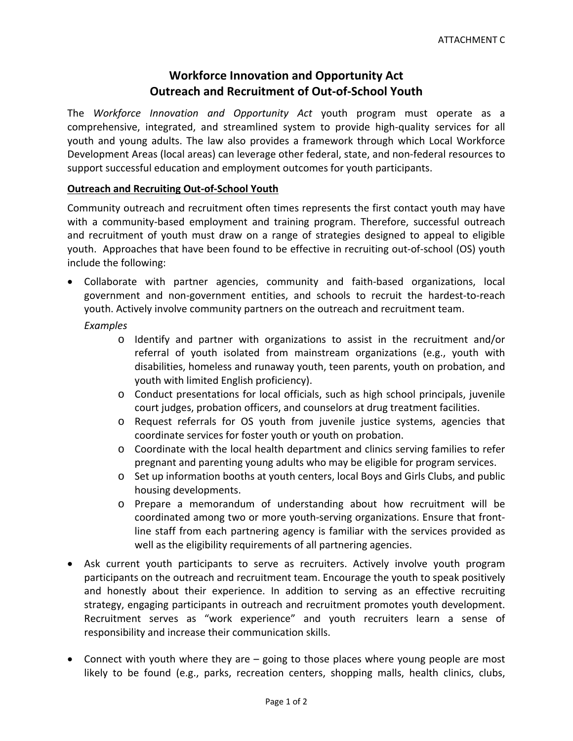ATTACHMENT C

# Workforce Innovation and Opportunity Act
# Outreach and Recruitment of Out-of-School Youth

The *Workforce Innovation and Opportunity Act* youth program must operate as a comprehensive, integrated, and streamlined system to provide high-quality services for all youth and young adults. The law also provides a framework through which Local Workforce Development Areas (local areas) can leverage other federal, state, and non-federal resources to support successful education and employment outcomes for youth participants.

**<u>Outreach and Recruiting Out-of-School Youth</u>**

Community outreach and recruitment often times represents the first contact youth may have with a community-based employment and training program. Therefore, successful outreach and recruitment of youth must draw on a range of strategies designed to appeal to eligible youth. Approaches that have been found to be effective in recruiting out-of-school (OS) youth include the following:

- Collaborate with partner agencies, community and faith-based organizations, local government and non-government entities, and schools to recruit the hardest-to-reach youth. Actively involve community partners on the outreach and recruitment team.

  *Examples*
    - Identify and partner with organizations to assist in the recruitment and/or referral of youth isolated from mainstream organizations (e.g., youth with disabilities, homeless and runaway youth, teen parents, youth on probation, and youth with limited English proficiency).
    - Conduct presentations for local officials, such as high school principals, juvenile court judges, probation officers, and counselors at drug treatment facilities.
    - Request referrals for OS youth from juvenile justice systems, agencies that coordinate services for foster youth or youth on probation.
    - Coordinate with the local health department and clinics serving families to refer pregnant and parenting young adults who may be eligible for program services.
    - Set up information booths at youth centers, local Boys and Girls Clubs, and public housing developments.
    - Prepare a memorandum of understanding about how recruitment will be coordinated among two or more youth-serving organizations. Ensure that front-line staff from each partnering agency is familiar with the services provided as well as the eligibility requirements of all partnering agencies.

- Ask current youth participants to serve as recruiters. Actively involve youth program participants on the outreach and recruitment team. Encourage the youth to speak positively and honestly about their experience. In addition to serving as an effective recruiting strategy, engaging participants in outreach and recruitment promotes youth development. Recruitment serves as "work experience" and youth recruiters learn a sense of responsibility and increase their communication skills.

- Connect with youth where they are – going to those places where young people are most likely to be found (e.g., parks, recreation centers, shopping malls, health clinics, clubs,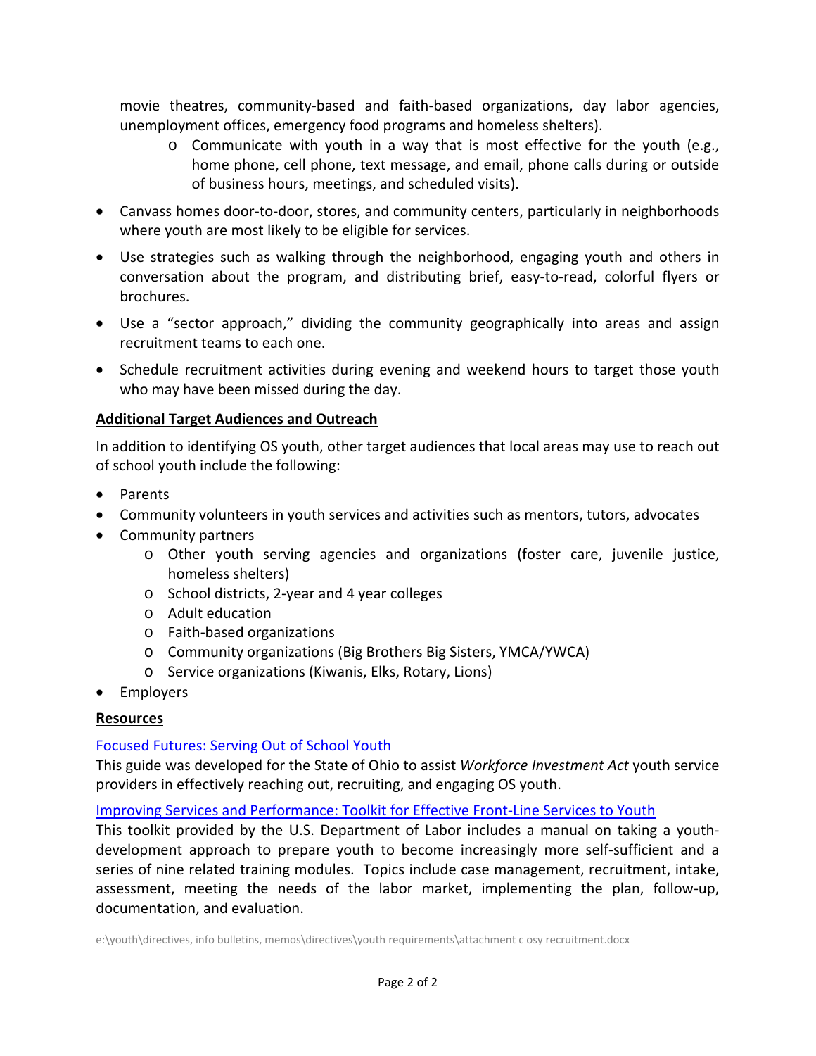movie theatres, community-based and faith-based organizations, day labor agencies, unemployment offices, emergency food programs and homeless shelters).

  - Communicate with youth in a way that is most effective for the youth (e.g., home phone, cell phone, text message, and email, phone calls during or outside of business hours, meetings, and scheduled visits).

- Canvass homes door-to-door, stores, and community centers, particularly in neighborhoods where youth are most likely to be eligible for services.
- Use strategies such as walking through the neighborhood, engaging youth and others in conversation about the program, and distributing brief, easy-to-read, colorful flyers or brochures.
- Use a "sector approach," dividing the community geographically into areas and assign recruitment teams to each one.
- Schedule recruitment activities during evening and weekend hours to target those youth who may have been missed during the day.

**Additional Target Audiences and Outreach**

In addition to identifying OS youth, other target audiences that local areas may use to reach out of school youth include the following:

- Parents
- Community volunteers in youth services and activities such as mentors, tutors, advocates
- Community partners
  - Other youth serving agencies and organizations (foster care, juvenile justice, homeless shelters)
  - School districts, 2-year and 4 year colleges
  - Adult education
  - Faith-based organizations
  - Community organizations (Big Brothers Big Sisters, YMCA/YWCA)
  - Service organizations (Kiwanis, Elks, Rotary, Lions)
- Employers

**Resources**

Focused Futures: Serving Out of School Youth

This guide was developed for the State of Ohio to assist *Workforce Investment Act* youth service providers in effectively reaching out, recruiting, and engaging OS youth.

Improving Services and Performance: Toolkit for Effective Front-Line Services to Youth

This toolkit provided by the U.S. Department of Labor includes a manual on taking a youth-development approach to prepare youth to become increasingly more self-sufficient and a series of nine related training modules. Topics include case management, recruitment, intake, assessment, meeting the needs of the labor market, implementing the plan, follow-up, documentation, and evaluation.

e:\youth\directives, info bulletins, memos\directives\youth requirements\attachment c osy recruitment.docx